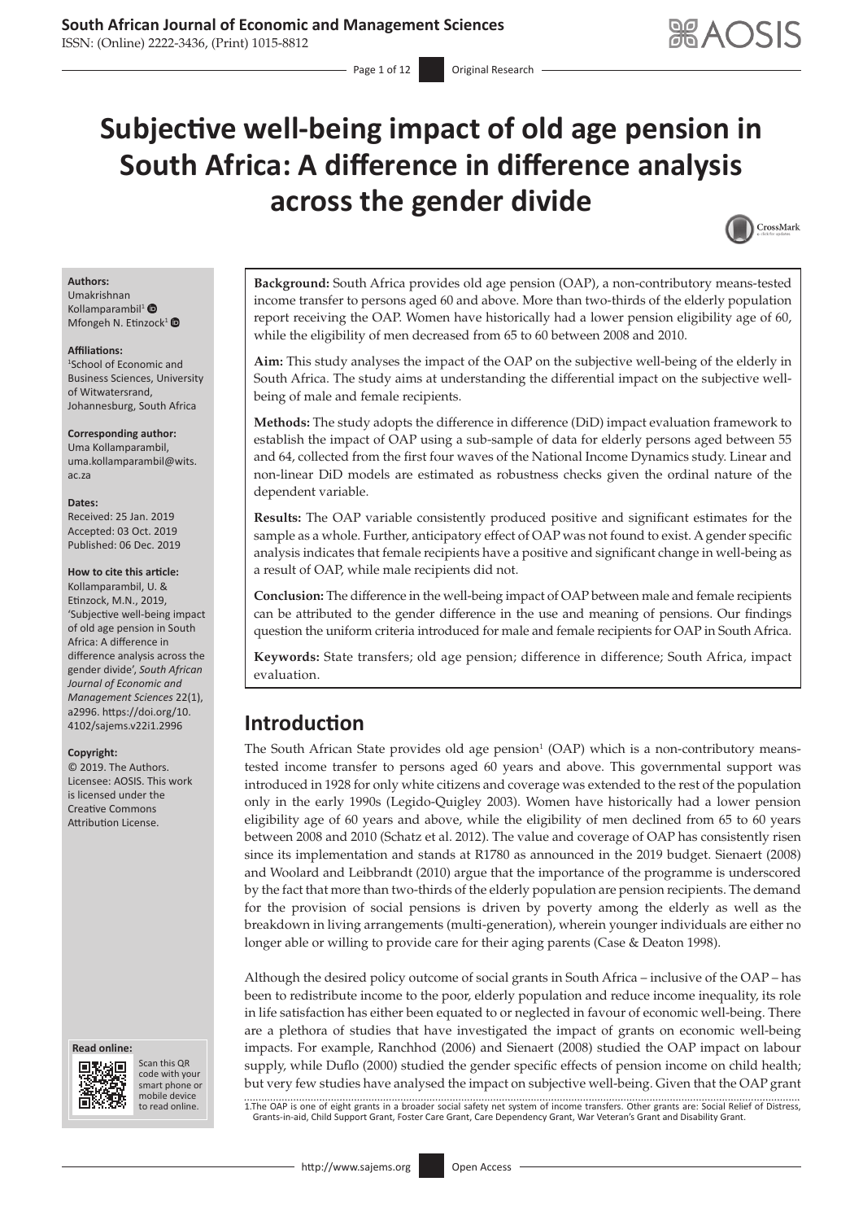# Subjective well-being impact of old age pension in South Africa: A difference in difference analysis across the gender divide

**Authors:**
Umakrishnan Kollamparambil[1]
Mfongeh N. Etinzock[1]

**Affiliations:**
[1]School of Economic and Business Sciences, University of Witwatersrand, Johannesburg, South Africa

**Corresponding author:**
Uma Kollamparambil, uma.kollamparambil@wits.ac.za

**Dates:**
Received: 25 Jan. 2019
Accepted: 03 Oct. 2019
Published: 06 Dec. 2019

**How to cite this article:**
Kollamparambil, U. & Etinzock, M.N., 2019, 'Subjective well-being impact of old age pension in South Africa: A difference in difference analysis across the gender divide', *South African Journal of Economic and Management Sciences* 22(1), a2996. https://doi.org/10.4102/sajems.v22i1.2996

**Copyright:**
© 2019. The Authors. Licensee: AOSIS. This work is licensed under the Creative Commons Attribution License.

**Background:** South Africa provides old age pension (OAP), a non-contributory means-tested income transfer to persons aged 60 and above. More than two-thirds of the elderly population report receiving the OAP. Women have historically had a lower pension eligibility age of 60, while the eligibility of men decreased from 65 to 60 between 2008 and 2010.

**Aim:** This study analyses the impact of the OAP on the subjective well-being of the elderly in South Africa. The study aims at understanding the differential impact on the subjective well-being of male and female recipients.

**Methods:** The study adopts the difference in difference (DiD) impact evaluation framework to establish the impact of OAP using a sub-sample of data for elderly persons aged between 55 and 64, collected from the first four waves of the National Income Dynamics study. Linear and non-linear DiD models are estimated as robustness checks given the ordinal nature of the dependent variable.

**Results:** The OAP variable consistently produced positive and significant estimates for the sample as a whole. Further, anticipatory effect of OAP was not found to exist. A gender specific analysis indicates that female recipients have a positive and significant change in well-being as a result of OAP, while male recipients did not.

**Conclusion:** The difference in the well-being impact of OAP between male and female recipients can be attributed to the gender difference in the use and meaning of pensions. Our findings question the uniform criteria introduced for male and female recipients for OAP in South Africa.

**Keywords:** State transfers; old age pension; difference in difference; South Africa, impact evaluation.

## Introduction

The South African State provides old age pension[1] (OAP) which is a non-contributory means-tested income transfer to persons aged 60 years and above. This governmental support was introduced in 1928 for only white citizens and coverage was extended to the rest of the population only in the early 1990s (Legido-Quigley 2003). Women have historically had a lower pension eligibility age of 60 years and above, while the eligibility of men declined from 65 to 60 years between 2008 and 2010 (Schatz et al. 2012). The value and coverage of OAP has consistently risen since its implementation and stands at R1780 as announced in the 2019 budget. Sienaert (2008) and Woolard and Leibbrandt (2010) argue that the importance of the programme is underscored by the fact that more than two-thirds of the elderly population are pension recipients. The demand for the provision of social pensions is driven by poverty among the elderly as well as the breakdown in living arrangements (multi-generation), wherein younger individuals are either no longer able or willing to provide care for their aging parents (Case & Deaton 1998).

Although the desired policy outcome of social grants in South Africa – inclusive of the OAP – has been to redistribute income to the poor, elderly population and reduce income inequality, its role in life satisfaction has either been equated to or neglected in favour of economic well-being. There are a plethora of studies that have investigated the impact of grants on economic well-being impacts. For example, Ranchhod (2006) and Sienaert (2008) studied the OAP impact on labour supply, while Duflo (2000) studied the gender specific effects of pension income on child health; but very few studies have analysed the impact on subjective well-being. Given that the OAP grant

1. The OAP is one of eight grants in a broader social safety net system of income transfers. Other grants are: Social Relief of Distress, Grants-in-aid, Child Support Grant, Foster Care Grant, Care Dependency Grant, War Veteran's Grant and Disability Grant.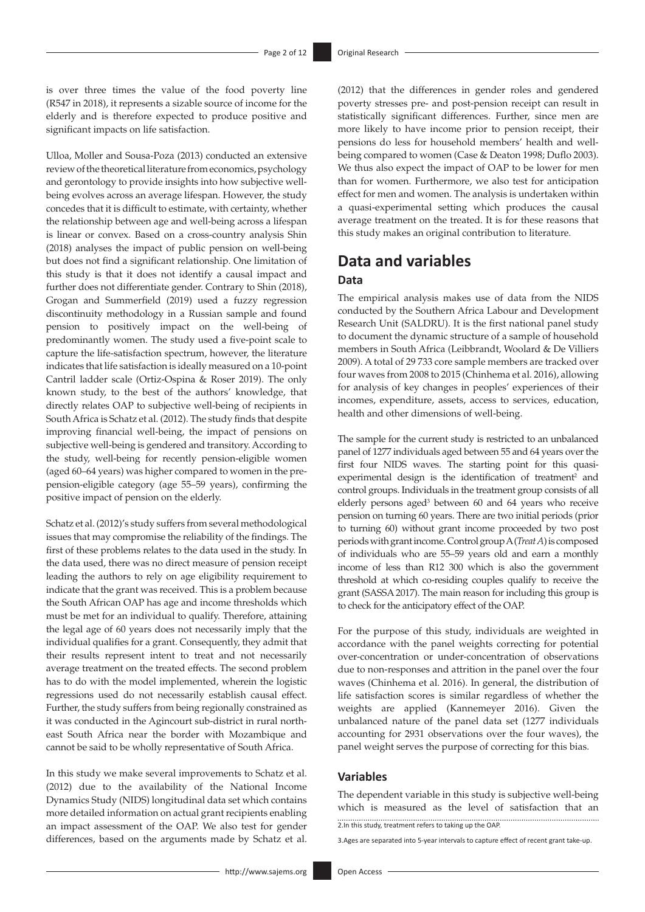is over three times the value of the food poverty line (R547 in 2018), it represents a sizable source of income for the elderly and is therefore expected to produce positive and significant impacts on life satisfaction.

Ulloa, Moller and Sousa-Poza (2013) conducted an extensive review of the theoretical literature from economics, psychology and gerontology to provide insights into how subjective well-being evolves across an average lifespan. However, the study concedes that it is difficult to estimate, with certainty, whether the relationship between age and well-being across a lifespan is linear or convex. Based on a cross-country analysis Shin (2018) analyses the impact of public pension on well-being but does not find a significant relationship. One limitation of this study is that it does not identify a causal impact and further does not differentiate gender. Contrary to Shin (2018), Grogan and Summerfield (2019) used a fuzzy regression discontinuity methodology in a Russian sample and found pension to positively impact on the well-being of predominantly women. The study used a five-point scale to capture the life-satisfaction spectrum, however, the literature indicates that life satisfaction is ideally measured on a 10-point Cantril ladder scale (Ortiz-Ospina & Roser 2019). The only known study, to the best of the authors' knowledge, that directly relates OAP to subjective well-being of recipients in South Africa is Schatz et al. (2012). The study finds that despite improving financial well-being, the impact of pensions on subjective well-being is gendered and transitory. According to the study, well-being for recently pension-eligible women (aged 60–64 years) was higher compared to women in the pre-pension-eligible category (age 55–59 years), confirming the positive impact of pension on the elderly.

Schatz et al. (2012)'s study suffers from several methodological issues that may compromise the reliability of the findings. The first of these problems relates to the data used in the study. In the data used, there was no direct measure of pension receipt leading the authors to rely on age eligibility requirement to indicate that the grant was received. This is a problem because the South African OAP has age and income thresholds which must be met for an individual to qualify. Therefore, attaining the legal age of 60 years does not necessarily imply that the individual qualifies for a grant. Consequently, they admit that their results represent intent to treat and not necessarily average treatment on the treated effects. The second problem has to do with the model implemented, wherein the logistic regressions used do not necessarily establish causal effect. Further, the study suffers from being regionally constrained as it was conducted in the Agincourt sub-district in rural north-east South Africa near the border with Mozambique and cannot be said to be wholly representative of South Africa.

In this study we make several improvements to Schatz et al. (2012) due to the availability of the National Income Dynamics Study (NIDS) longitudinal data set which contains more detailed information on actual grant recipients enabling an impact assessment of the OAP. We also test for gender differences, based on the arguments made by Schatz et al. (2012) that the differences in gender roles and gendered poverty stresses pre- and post-pension receipt can result in statistically significant differences. Further, since men are more likely to have income prior to pension receipt, their pensions do less for household members' health and well-being compared to women (Case & Deaton 1998; Duflo 2003). We thus also expect the impact of OAP to be lower for men than for women. Furthermore, we also test for anticipation effect for men and women. The analysis is undertaken within a quasi-experimental setting which produces the causal average treatment on the treated. It is for these reasons that this study makes an original contribution to literature.

# Data and variables

## Data

The empirical analysis makes use of data from the NIDS conducted by the Southern Africa Labour and Development Research Unit (SALDRU). It is the first national panel study to document the dynamic structure of a sample of household members in South Africa (Leibbrandt, Woolard & De Villiers 2009). A total of 29 733 core sample members are tracked over four waves from 2008 to 2015 (Chinhema et al. 2016), allowing for analysis of key changes in peoples' experiences of their incomes, expenditure, assets, access to services, education, health and other dimensions of well-being.

The sample for the current study is restricted to an unbalanced panel of 1277 individuals aged between 55 and 64 years over the first four NIDS waves. The starting point for this quasi-experimental design is the identification of treatment[2] and control groups. Individuals in the treatment group consists of all elderly persons aged[3] between 60 and 64 years who receive pension on turning 60 years. There are two initial periods (prior to turning 60) without grant income proceeded by two post periods with grant income. Control group A (*Treat A*) is composed of individuals who are 55–59 years old and earn a monthly income of less than R12 300 which is also the government threshold at which co-residing couples qualify to receive the grant (SASSA 2017). The main reason for including this group is to check for the anticipatory effect of the OAP.

For the purpose of this study, individuals are weighted in accordance with the panel weights correcting for potential over-concentration or under-concentration of observations due to non-responses and attrition in the panel over the four waves (Chinhema et al. 2016). In general, the distribution of life satisfaction scores is similar regardless of whether the weights are applied (Kannemeyer 2016). Given the unbalanced nature of the panel data set (1277 individuals accounting for 2931 observations over the four waves), the panel weight serves the purpose of correcting for this bias.

## Variables

The dependent variable in this study is subjective well-being which is measured as the level of satisfaction that an

2. In this study, treatment refers to taking up the OAP.

3. Ages are separated into 5-year intervals to capture effect of recent grant take-up.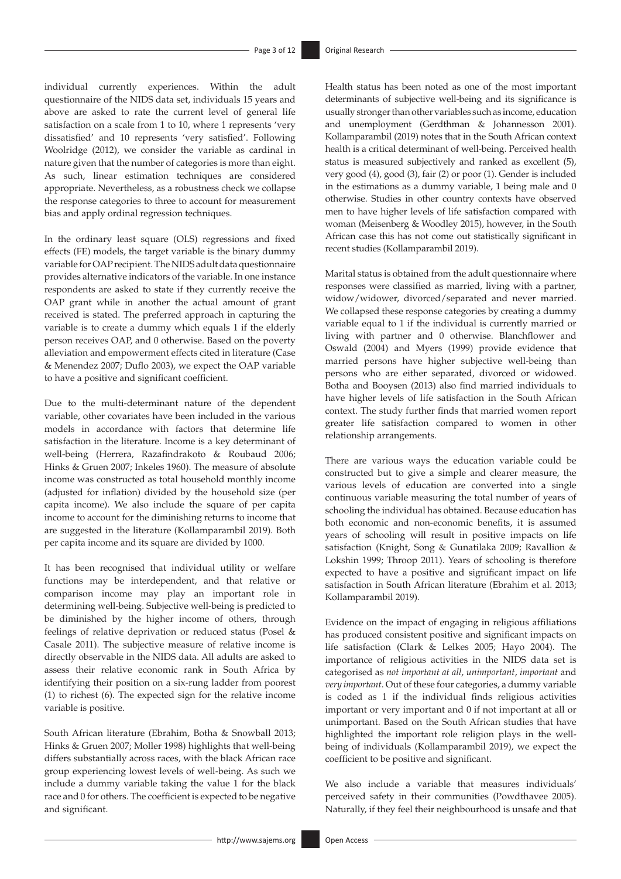individual currently experiences. Within the adult questionnaire of the NIDS data set, individuals 15 years and above are asked to rate the current level of general life satisfaction on a scale from 1 to 10, where 1 represents 'very dissatisfied' and 10 represents 'very satisfied'. Following Woolridge (2012), we consider the variable as cardinal in nature given that the number of categories is more than eight. As such, linear estimation techniques are considered appropriate. Nevertheless, as a robustness check we collapse the response categories to three to account for measurement bias and apply ordinal regression techniques.

In the ordinary least square (OLS) regressions and fixed effects (FE) models, the target variable is the binary dummy variable for OAP recipient. The NIDS adult data questionnaire provides alternative indicators of the variable. In one instance respondents are asked to state if they currently receive the OAP grant while in another the actual amount of grant received is stated. The preferred approach in capturing the variable is to create a dummy which equals 1 if the elderly person receives OAP, and 0 otherwise. Based on the poverty alleviation and empowerment effects cited in literature (Case & Menendez 2007; Duflo 2003), we expect the OAP variable to have a positive and significant coefficient.

Due to the multi-determinant nature of the dependent variable, other covariates have been included in the various models in accordance with factors that determine life satisfaction in the literature. Income is a key determinant of well-being (Herrera, Razafindrakoto & Roubaud 2006; Hinks & Gruen 2007; Inkeles 1960). The measure of absolute income was constructed as total household monthly income (adjusted for inflation) divided by the household size (per capita income). We also include the square of per capita income to account for the diminishing returns to income that are suggested in the literature (Kollamparambil 2019). Both per capita income and its square are divided by 1000.

It has been recognised that individual utility or welfare functions may be interdependent, and that relative or comparison income may play an important role in determining well-being. Subjective well-being is predicted to be diminished by the higher income of others, through feelings of relative deprivation or reduced status (Posel & Casale 2011). The subjective measure of relative income is directly observable in the NIDS data. All adults are asked to assess their relative economic rank in South Africa by identifying their position on a six-rung ladder from poorest (1) to richest (6). The expected sign for the relative income variable is positive.

South African literature (Ebrahim, Botha & Snowball 2013; Hinks & Gruen 2007; Moller 1998) highlights that well-being differs substantially across races, with the black African race group experiencing lowest levels of well-being. As such we include a dummy variable taking the value 1 for the black race and 0 for others. The coefficient is expected to be negative and significant.

Health status has been noted as one of the most important determinants of subjective well-being and its significance is usually stronger than other variables such as income, education and unemployment (Gerdthman & Johannesson 2001). Kollamparambil (2019) notes that in the South African context health is a critical determinant of well-being. Perceived health status is measured subjectively and ranked as excellent (5), very good (4), good (3), fair (2) or poor (1). Gender is included in the estimations as a dummy variable, 1 being male and 0 otherwise. Studies in other country contexts have observed men to have higher levels of life satisfaction compared with woman (Meisenberg & Woodley 2015), however, in the South African case this has not come out statistically significant in recent studies (Kollamparambil 2019).

Marital status is obtained from the adult questionnaire where responses were classified as married, living with a partner, widow/widower, divorced/separated and never married. We collapsed these response categories by creating a dummy variable equal to 1 if the individual is currently married or living with partner and 0 otherwise. Blanchflower and Oswald (2004) and Myers (1999) provide evidence that married persons have higher subjective well-being than persons who are either separated, divorced or widowed. Botha and Booysen (2013) also find married individuals to have higher levels of life satisfaction in the South African context. The study further finds that married women report greater life satisfaction compared to women in other relationship arrangements.

There are various ways the education variable could be constructed but to give a simple and clearer measure, the various levels of education are converted into a single continuous variable measuring the total number of years of schooling the individual has obtained. Because education has both economic and non-economic benefits, it is assumed years of schooling will result in positive impacts on life satisfaction (Knight, Song & Gunatilaka 2009; Ravallion & Lokshin 1999; Throop 2011). Years of schooling is therefore expected to have a positive and significant impact on life satisfaction in South African literature (Ebrahim et al. 2013; Kollamparambil 2019).

Evidence on the impact of engaging in religious affiliations has produced consistent positive and significant impacts on life satisfaction (Clark & Lelkes 2005; Hayo 2004). The importance of religious activities in the NIDS data set is categorised as *not important at all*, *unimportant*, *important* and *very important*. Out of these four categories, a dummy variable is coded as 1 if the individual finds religious activities important or very important and 0 if not important at all or unimportant. Based on the South African studies that have highlighted the important role religion plays in the well-being of individuals (Kollamparambil 2019), we expect the coefficient to be positive and significant.

We also include a variable that measures individuals' perceived safety in their communities (Powdthavee 2005). Naturally, if they feel their neighbourhood is unsafe and that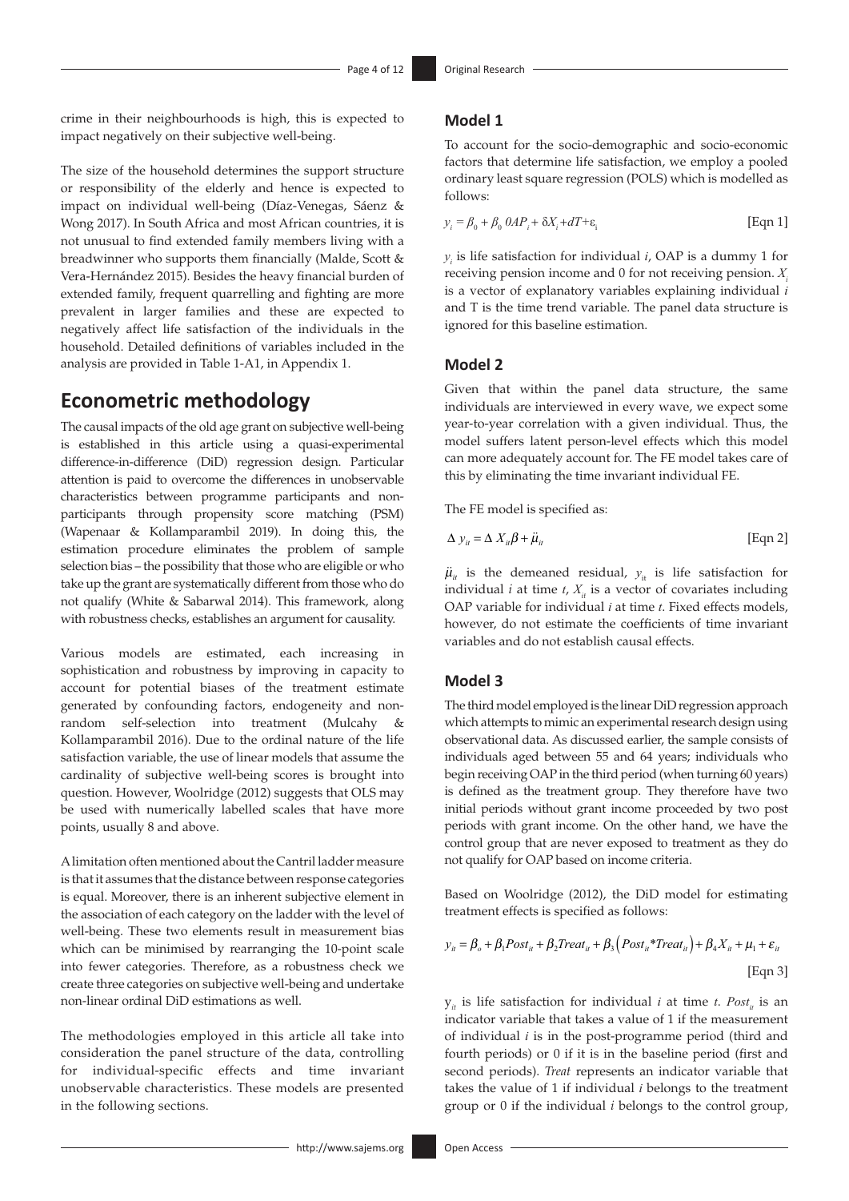crime in their neighbourhoods is high, this is expected to impact negatively on their subjective well-being.

The size of the household determines the support structure or responsibility of the elderly and hence is expected to impact on individual well-being (Díaz-Venegas, Sáenz & Wong 2017). In South Africa and most African countries, it is not unusual to find extended family members living with a breadwinner who supports them financially (Malde, Scott & Vera-Hernández 2015). Besides the heavy financial burden of extended family, frequent quarrelling and fighting are more prevalent in larger families and these are expected to negatively affect life satisfaction of the individuals in the household. Detailed definitions of variables included in the analysis are provided in Table 1-A1, in Appendix 1.

## Econometric methodology

The causal impacts of the old age grant on subjective well-being is established in this article using a quasi-experimental difference-in-difference (DiD) regression design. Particular attention is paid to overcome the differences in unobservable characteristics between programme participants and non-participants through propensity score matching (PSM) (Wapenaar & Kollamparambil 2019). In doing this, the estimation procedure eliminates the problem of sample selection bias – the possibility that those who are eligible or who take up the grant are systematically different from those who do not qualify (White & Sabarwal 2014). This framework, along with robustness checks, establishes an argument for causality.

Various models are estimated, each increasing in sophistication and robustness by improving in capacity to account for potential biases of the treatment estimate generated by confounding factors, endogeneity and non-random self-selection into treatment (Mulcahy & Kollamparambil 2016). Due to the ordinal nature of the life satisfaction variable, the use of linear models that assume the cardinality of subjective well-being scores is brought into question. However, Woolridge (2012) suggests that OLS may be used with numerically labelled scales that have more points, usually 8 and above.

A limitation often mentioned about the Cantril ladder measure is that it assumes that the distance between response categories is equal. Moreover, there is an inherent subjective element in the association of each category on the ladder with the level of well-being. These two elements result in measurement bias which can be minimised by rearranging the 10-point scale into fewer categories. Therefore, as a robustness check we create three categories on subjective well-being and undertake non-linear ordinal DiD estimations as well.

The methodologies employed in this article all take into consideration the panel structure of the data, controlling for individual-specific effects and time invariant unobservable characteristics. These models are presented in the following sections.

### Model 1

To account for the socio-demographic and socio-economic factors that determine life satisfaction, we employ a pooled ordinary least square regression (POLS) which is modelled as follows:

$$y_i = \beta_0 + \beta_0\, 0AP_i + \delta X_i + dT + \varepsilon_i \qquad \text{[Eqn 1]}$$

$y_i$ is life satisfaction for individual $i$, OAP is a dummy 1 for receiving pension income and 0 for not receiving pension. $X_i$ is a vector of explanatory variables explaining individual $i$ and T is the time trend variable. The panel data structure is ignored for this baseline estimation.

### Model 2

Given that within the panel data structure, the same individuals are interviewed in every wave, we expect some year-to-year correlation with a given individual. Thus, the model suffers latent person-level effects which this model can more adequately account for. The FE model takes care of this by eliminating the time invariant individual FE.

The FE model is specified as:

$$\Delta\, y_{it} = \Delta\, X_{it}\beta + \ddot{\mu}_{it} \qquad \text{[Eqn 2]}$$

$\ddot{\mu}_{it}$ is the demeaned residual, $y_{it}$ is life satisfaction for individual $i$ at time $t$, $X_{it}$ is a vector of covariates including OAP variable for individual $i$ at time $t$. Fixed effects models, however, do not estimate the coefficients of time invariant variables and do not establish causal effects.

### Model 3

The third model employed is the linear DiD regression approach which attempts to mimic an experimental research design using observational data. As discussed earlier, the sample consists of individuals aged between 55 and 64 years; individuals who begin receiving OAP in the third period (when turning 60 years) is defined as the treatment group. They therefore have two initial periods without grant income proceeded by two post periods with grant income. On the other hand, we have the control group that are never exposed to treatment as they do not qualify for OAP based on income criteria.

Based on Woolridge (2012), the DiD model for estimating treatment effects is specified as follows:

$$y_{it} = \beta_o + \beta_1 Post_{it} + \beta_2 Treat_{it} + \beta_3\left(Post_{it} * Treat_{it}\right) + \beta_4 X_{it} + \mu_1 + \varepsilon_{it} \qquad \text{[Eqn 3]}$$

$y_{it}$ is life satisfaction for individual $i$ at time $t$. $Post_{it}$ is an indicator variable that takes a value of 1 if the measurement of individual $i$ is in the post-programme period (third and fourth periods) or 0 if it is in the baseline period (first and second periods). *Treat* represents an indicator variable that takes the value of 1 if individual $i$ belongs to the treatment group or 0 if the individual $i$ belongs to the control group,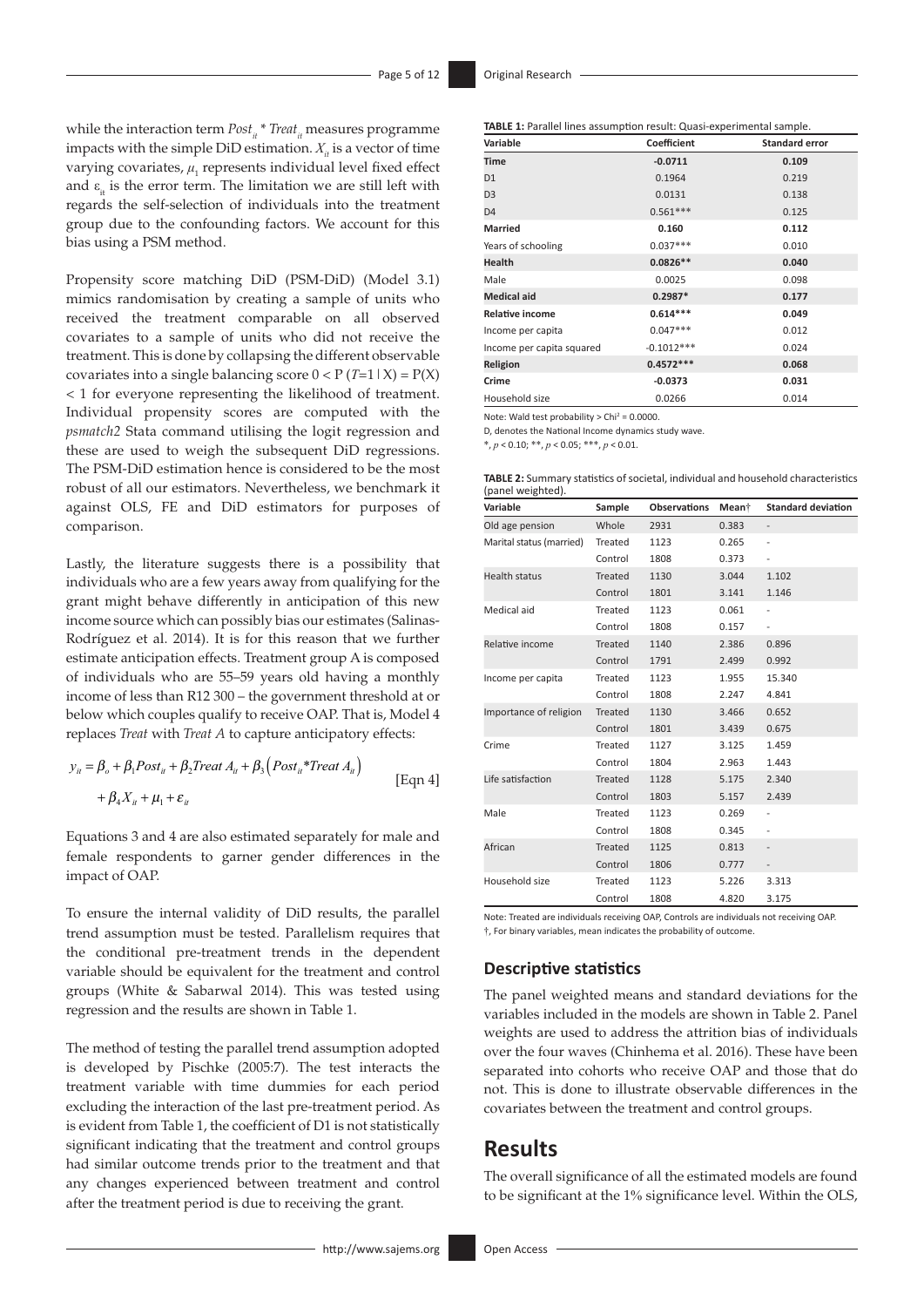while the interaction term $Post_{it} * Treat_{it}$ measures programme impacts with the simple DiD estimation. $X_{it}$ is a vector of time varying covariates, $\mu_1$ represents individual level fixed effect and $\varepsilon_{it}$ is the error term. The limitation we are still left with regards the self-selection of individuals into the treatment group due to the confounding factors. We account for this bias using a PSM method.

Propensity score matching DiD (PSM-DiD) (Model 3.1) mimics randomisation by creating a sample of units who received the treatment comparable on all observed covariates to a sample of units who did not receive the treatment. This is done by collapsing the different observable covariates into a single balancing score $0 < P(T=1 \mid X) = P(X) < 1$ for everyone representing the likelihood of treatment. Individual propensity scores are computed with the *psmatch2* Stata command utilising the logit regression and these are used to weigh the subsequent DiD regressions. The PSM-DiD estimation hence is considered to be the most robust of all our estimators. Nevertheless, we benchmark it against OLS, FE and DiD estimators for purposes of comparison.

Lastly, the literature suggests there is a possibility that individuals who are a few years away from qualifying for the grant might behave differently in anticipation of this new income source which can possibly bias our estimates (Salinas-Rodríguez et al. 2014). It is for this reason that we further estimate anticipation effects. Treatment group A is composed of individuals who are 55–59 years old having a monthly income of less than R12 300 – the government threshold at or below which couples qualify to receive OAP. That is, Model 4 replaces *Treat* with *Treat A* to capture anticipatory effects:

$$y_{it} = \beta_o + \beta_1 Post_{it} + \beta_2 Treat\ A_{it} + \beta_3 \left(Post_{it} * Treat\ A_{it}\right) + \beta_4 X_{it} + \mu_1 + \varepsilon_{it} \qquad \text{[Eqn 4]}$$

Equations 3 and 4 are also estimated separately for male and female respondents to garner gender differences in the impact of OAP.

To ensure the internal validity of DiD results, the parallel trend assumption must be tested. Parallelism requires that the conditional pre-treatment trends in the dependent variable should be equivalent for the treatment and control groups (White & Sabarwal 2014). This was tested using regression and the results are shown in Table 1.

The method of testing the parallel trend assumption adopted is developed by Pischke (2005:7). The test interacts the treatment variable with time dummies for each period excluding the interaction of the last pre-treatment period. As is evident from Table 1, the coefficient of D1 is not statistically significant indicating that the treatment and control groups had similar outcome trends prior to the treatment and that any changes experienced between treatment and control after the treatment period is due to receiving the grant.

**TABLE 1:** Parallel lines assumption result: Quasi-experimental sample.

| Variable | Coefficient | Standard error |
|---|---|---|
| **Time** | **-0.0711** | **0.109** |
| D1 | 0.1964 | 0.219 |
| D3 | 0.0131 | 0.138 |
| D4 | 0.561*** | 0.125 |
| **Married** | **0.160** | **0.112** |
| Years of schooling | 0.037*** | 0.010 |
| **Health** | **0.0826**** | **0.040** |
| Male | 0.0025 | 0.098 |
| **Medical aid** | **0.2987*** | **0.177** |
| **Relative income** | **0.614***** | **0.049** |
| Income per capita | 0.047*** | 0.012 |
| Income per capita squared | -0.1012*** | 0.024 |
| **Religion** | **0.4572***** | **0.068** |
| **Crime** | **-0.0373** | **0.031** |
| Household size | 0.0266 | 0.014 |

Note: Wald test probability > $Chi^2$ = 0.0000.

D, denotes the National Income dynamics study wave.

*, $p < 0.10$; **, $p < 0.05$; ***, $p < 0.01$.

**TABLE 2:** Summary statistics of societal, individual and household characteristics (panel weighted).

| Variable | Sample | Observations | Mean† | Standard deviation |
|---|---|---|---|---|
| Old age pension | Whole | 2931 | 0.383 | - |
| Marital status (married) | Treated | 1123 | 0.265 | - |
| | Control | 1808 | 0.373 | - |
| Health status | Treated | 1130 | 3.044 | 1.102 |
| | Control | 1801 | 3.141 | 1.146 |
| Medical aid | Treated | 1123 | 0.061 | - |
| | Control | 1808 | 0.157 | - |
| Relative income | Treated | 1140 | 2.386 | 0.896 |
| | Control | 1791 | 2.499 | 0.992 |
| Income per capita | Treated | 1123 | 1.955 | 15.340 |
| | Control | 1808 | 2.247 | 4.841 |
| Importance of religion | Treated | 1130 | 3.466 | 0.652 |
| | Control | 1801 | 3.439 | 0.675 |
| Crime | Treated | 1127 | 3.125 | 1.459 |
| | Control | 1804 | 2.963 | 1.443 |
| Life satisfaction | Treated | 1128 | 5.175 | 2.340 |
| | Control | 1803 | 5.157 | 2.439 |
| Male | Treated | 1123 | 0.269 | - |
| | Control | 1808 | 0.345 | - |
| African | Treated | 1125 | 0.813 | - |
| | Control | 1806 | 0.777 | - |
| Household size | Treated | 1123 | 5.226 | 3.313 |
| | Control | 1808 | 4.820 | 3.175 |

Note: Treated are individuals receiving OAP, Controls are individuals not receiving OAP.

†, For binary variables, mean indicates the probability of outcome.

### Descriptive statistics

The panel weighted means and standard deviations for the variables included in the models are shown in Table 2. Panel weights are used to address the attrition bias of individuals over the four waves (Chinhema et al. 2016). These have been separated into cohorts who receive OAP and those that do not. This is done to illustrate observable differences in the covariates between the treatment and control groups.

## Results

The overall significance of all the estimated models are found to be significant at the 1% significance level. Within the OLS,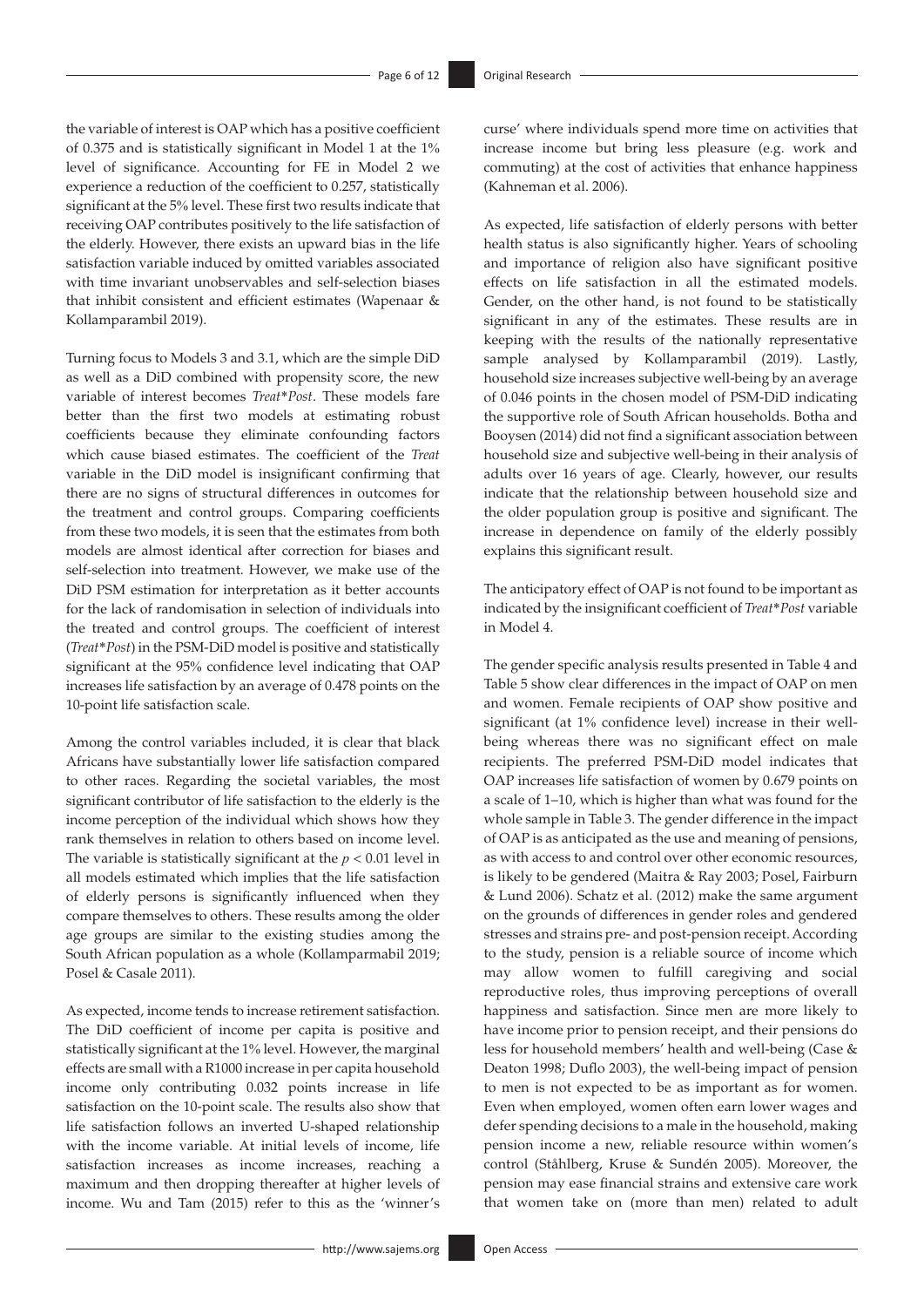the variable of interest is OAP which has a positive coefficient of 0.375 and is statistically significant in Model 1 at the 1% level of significance. Accounting for FE in Model 2 we experience a reduction of the coefficient to 0.257, statistically significant at the 5% level. These first two results indicate that receiving OAP contributes positively to the life satisfaction of the elderly. However, there exists an upward bias in the life satisfaction variable induced by omitted variables associated with time invariant unobservables and self-selection biases that inhibit consistent and efficient estimates (Wapenaar & Kollamparambil 2019).

Turning focus to Models 3 and 3.1, which are the simple DiD as well as a DiD combined with propensity score, the new variable of interest becomes *Treat*Post*. These models fare better than the first two models at estimating robust coefficients because they eliminate confounding factors which cause biased estimates. The coefficient of the *Treat* variable in the DiD model is insignificant confirming that there are no signs of structural differences in outcomes for the treatment and control groups. Comparing coefficients from these two models, it is seen that the estimates from both models are almost identical after correction for biases and self-selection into treatment. However, we make use of the DiD PSM estimation for interpretation as it better accounts for the lack of randomisation in selection of individuals into the treated and control groups. The coefficient of interest (*Treat*Post*) in the PSM-DiD model is positive and statistically significant at the 95% confidence level indicating that OAP increases life satisfaction by an average of 0.478 points on the 10-point life satisfaction scale.

Among the control variables included, it is clear that black Africans have substantially lower life satisfaction compared to other races. Regarding the societal variables, the most significant contributor of life satisfaction to the elderly is the income perception of the individual which shows how they rank themselves in relation to others based on income level. The variable is statistically significant at the $p < 0.01$ level in all models estimated which implies that the life satisfaction of elderly persons is significantly influenced when they compare themselves to others. These results among the older age groups are similar to the existing studies among the South African population as a whole (Kollamparmabil 2019; Posel & Casale 2011).

As expected, income tends to increase retirement satisfaction. The DiD coefficient of income per capita is positive and statistically significant at the 1% level. However, the marginal effects are small with a R1000 increase in per capita household income only contributing 0.032 points increase in life satisfaction on the 10-point scale. The results also show that life satisfaction follows an inverted U-shaped relationship with the income variable. At initial levels of income, life satisfaction increases as income increases, reaching a maximum and then dropping thereafter at higher levels of income. Wu and Tam (2015) refer to this as the 'winner's curse' where individuals spend more time on activities that increase income but bring less pleasure (e.g. work and commuting) at the cost of activities that enhance happiness (Kahneman et al. 2006).

As expected, life satisfaction of elderly persons with better health status is also significantly higher. Years of schooling and importance of religion also have significant positive effects on life satisfaction in all the estimated models. Gender, on the other hand, is not found to be statistically significant in any of the estimates. These results are in keeping with the results of the nationally representative sample analysed by Kollamparambil (2019). Lastly, household size increases subjective well-being by an average of 0.046 points in the chosen model of PSM-DiD indicating the supportive role of South African households. Botha and Booysen (2014) did not find a significant association between household size and subjective well-being in their analysis of adults over 16 years of age. Clearly, however, our results indicate that the relationship between household size and the older population group is positive and significant. The increase in dependence on family of the elderly possibly explains this significant result.

The anticipatory effect of OAP is not found to be important as indicated by the insignificant coefficient of *Treat*Post* variable in Model 4.

The gender specific analysis results presented in Table 4 and Table 5 show clear differences in the impact of OAP on men and women. Female recipients of OAP show positive and significant (at 1% confidence level) increase in their well-being whereas there was no significant effect on male recipients. The preferred PSM-DiD model indicates that OAP increases life satisfaction of women by 0.679 points on a scale of 1–10, which is higher than what was found for the whole sample in Table 3. The gender difference in the impact of OAP is as anticipated as the use and meaning of pensions, as with access to and control over other economic resources, is likely to be gendered (Maitra & Ray 2003; Posel, Fairburn & Lund 2006). Schatz et al. (2012) make the same argument on the grounds of differences in gender roles and gendered stresses and strains pre- and post-pension receipt. According to the study, pension is a reliable source of income which may allow women to fulfill caregiving and social reproductive roles, thus improving perceptions of overall happiness and satisfaction. Since men are more likely to have income prior to pension receipt, and their pensions do less for household members' health and well-being (Case & Deaton 1998; Duflo 2003), the well-being impact of pension to men is not expected to be as important as for women. Even when employed, women often earn lower wages and defer spending decisions to a male in the household, making pension income a new, reliable resource within women's control (Ståhlberg, Kruse & Sundén 2005). Moreover, the pension may ease financial strains and extensive care work that women take on (more than men) related to adult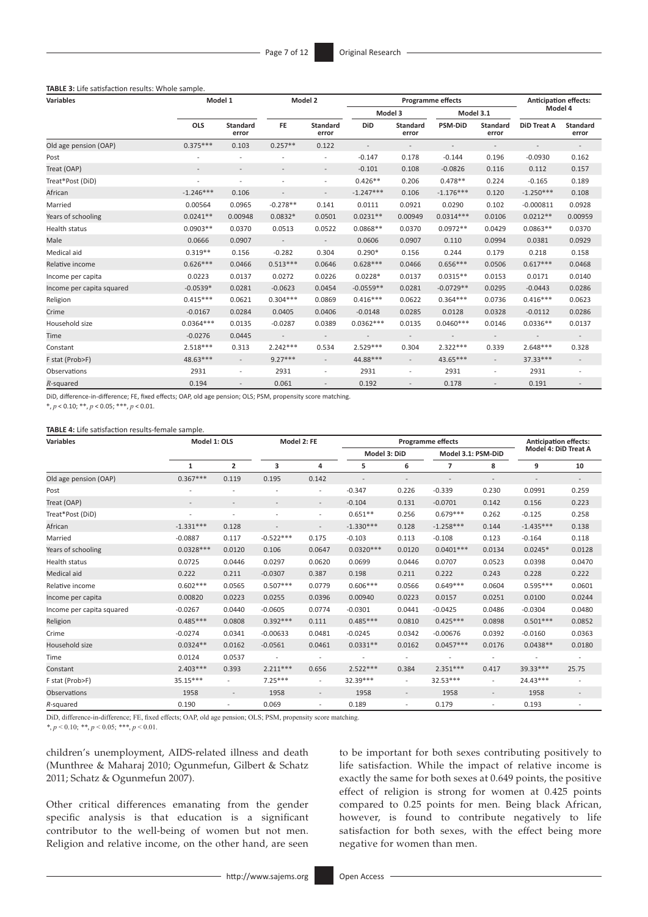**TABLE 3:** Life satisfaction results: Whole sample.

| Variables | Model 1 | | Model 2 | | Programme effects | | | | Anticipation effects: Model 4 | |
|---|---|---|---|---|---|---|---|---|---|---|
| | | | | | Model 3 | | Model 3.1 | | | |
| | OLS | Standard error | FE | Standard error | DiD | Standard error | PSM-DiD | Standard error | DiD Treat A | Standard error |
| Old age pension (OAP) | 0.375*** | 0.103 | 0.257** | 0.122 | - | - | - | - | - | - |
| Post | - | - | - | - | -0.147 | 0.178 | -0.144 | 0.196 | -0.0930 | 0.162 |
| Treat (OAP) | - | - | - | - | -0.101 | 0.108 | -0.0826 | 0.116 | 0.112 | 0.157 |
| Treat*Post (DiD) | - | - | - | - | 0.426** | 0.206 | 0.478** | 0.224 | -0.165 | 0.189 |
| African | -1.246*** | 0.106 | - | - | -1.247*** | 0.106 | -1.176*** | 0.120 | -1.250*** | 0.108 |
| Married | 0.00564 | 0.0965 | -0.278** | 0.141 | 0.0111 | 0.0921 | 0.0290 | 0.102 | -0.000811 | 0.0928 |
| Years of schooling | 0.0241** | 0.00948 | 0.0832* | 0.0501 | 0.0231** | 0.00949 | 0.0314*** | 0.0106 | 0.0212** | 0.00959 |
| Health status | 0.0903** | 0.0370 | 0.0513 | 0.0522 | 0.0868** | 0.0370 | 0.0972** | 0.0429 | 0.0863** | 0.0370 |
| Male | 0.0666 | 0.0907 | - | - | 0.0606 | 0.0907 | 0.110 | 0.0994 | 0.0381 | 0.0929 |
| Medical aid | 0.319** | 0.156 | -0.282 | 0.304 | 0.290* | 0.156 | 0.244 | 0.179 | 0.218 | 0.158 |
| Relative income | 0.626*** | 0.0466 | 0.513*** | 0.0646 | 0.628*** | 0.0466 | 0.656*** | 0.0506 | 0.617*** | 0.0468 |
| Income per capita | 0.0223 | 0.0137 | 0.0272 | 0.0226 | 0.0228* | 0.0137 | 0.0315** | 0.0153 | 0.0171 | 0.0140 |
| Income per capita squared | -0.0539* | 0.0281 | -0.0623 | 0.0454 | -0.0559** | 0.0281 | -0.0729** | 0.0295 | -0.0443 | 0.0286 |
| Religion | 0.415*** | 0.0621 | 0.304*** | 0.0869 | 0.416*** | 0.0622 | 0.364*** | 0.0736 | 0.416*** | 0.0623 |
| Crime | -0.0167 | 0.0284 | 0.0405 | 0.0406 | -0.0148 | 0.0285 | 0.0128 | 0.0328 | -0.0112 | 0.0286 |
| Household size | 0.0364*** | 0.0135 | -0.0287 | 0.0389 | 0.0362*** | 0.0135 | 0.0460*** | 0.0146 | 0.0336** | 0.0137 |
| Time | -0.0276 | 0.0445 | - | - | - | - | - | - | - | - |
| Constant | 2.518*** | 0.313 | 2.242*** | 0.534 | 2.529*** | 0.304 | 2.322*** | 0.339 | 2.648*** | 0.328 |
| F stat (Prob>F) | 48.63*** | - | 9.27*** | - | 44.88*** | - | 43.65*** | - | 37.33*** | - |
| Observations | 2931 | - | 2931 | - | 2931 | - | 2931 | - | 2931 | - |
| *R*-squared | 0.194 | - | 0.061 | - | 0.192 | - | 0.178 | - | 0.191 | - |

DiD, difference-in-difference; FE, fixed effects; OAP, old age pension; OLS; PSM, propensity score matching.

*, $p < 0.10$; **, $p < 0.05$; ***, $p < 0.01$.

**TABLE 4:** Life satisfaction results-female sample.

| Variables | Model 1: OLS | | Model 2: FE | | Programme effects | | | | Anticipation effects: Model 4: DiD Treat A | |
|---|---|---|---|---|---|---|---|---|---|---|
| | | | | | Model 3: DiD | | Model 3.1: PSM-DiD | | | |
| | 1 | 2 | 3 | 4 | 5 | 6 | 7 | 8 | 9 | 10 |
| Old age pension (OAP) | 0.367*** | 0.119 | 0.195 | 0.142 | - | - | - | - | - | - |
| Post | - | - | - | - | -0.347 | 0.226 | -0.339 | 0.230 | 0.0991 | 0.259 |
| Treat (OAP) | - | - | - | - | -0.104 | 0.131 | -0.0701 | 0.142 | 0.156 | 0.223 |
| Treat*Post (DiD) | - | - | - | - | 0.651** | 0.256 | 0.679*** | 0.262 | -0.125 | 0.258 |
| African | -1.331*** | 0.128 | - | - | -1.330*** | 0.128 | -1.258*** | 0.144 | -1.435*** | 0.138 |
| Married | -0.0887 | 0.117 | -0.522*** | 0.175 | -0.103 | 0.113 | -0.108 | 0.123 | -0.164 | 0.118 |
| Years of schooling | 0.0328*** | 0.0120 | 0.106 | 0.0647 | 0.0320*** | 0.0120 | 0.0401*** | 0.0134 | 0.0245* | 0.0128 |
| Health status | 0.0725 | 0.0446 | 0.0297 | 0.0620 | 0.0699 | 0.0446 | 0.0707 | 0.0523 | 0.0398 | 0.0470 |
| Medical aid | 0.222 | 0.211 | -0.0307 | 0.387 | 0.198 | 0.211 | 0.222 | 0.243 | 0.228 | 0.222 |
| Relative income | 0.602*** | 0.0565 | 0.507*** | 0.0779 | 0.606*** | 0.0566 | 0.649*** | 0.0604 | 0.595*** | 0.0601 |
| Income per capita | 0.00820 | 0.0223 | 0.0255 | 0.0396 | 0.00940 | 0.0223 | 0.0157 | 0.0251 | 0.0100 | 0.0244 |
| Income per capita squared | -0.0267 | 0.0440 | -0.0605 | 0.0774 | -0.0301 | 0.0441 | -0.0425 | 0.0486 | -0.0304 | 0.0480 |
| Religion | 0.485*** | 0.0808 | 0.392*** | 0.111 | 0.485*** | 0.0810 | 0.425*** | 0.0898 | 0.501*** | 0.0852 |
| Crime | -0.0274 | 0.0341 | -0.00633 | 0.0481 | -0.0245 | 0.0342 | -0.00676 | 0.0392 | -0.0160 | 0.0363 |
| Household size | 0.0324** | 0.0162 | -0.0561 | 0.0461 | 0.0331** | 0.0162 | 0.0457*** | 0.0176 | 0.0438** | 0.0180 |
| Time | 0.0124 | 0.0537 | - | - | - | - | - | - | - | - |
| Constant | 2.403*** | 0.393 | 2.211*** | 0.656 | 2.522*** | 0.384 | 2.351*** | 0.417 | 39.33*** | 25.75 |
| F stat (Prob>F) | 35.15*** | - | 7.25*** | - | 32.39*** | - | 32.53*** | - | 24.43*** | - |
| Observations | 1958 | - | 1958 | - | 1958 | - | 1958 | - | 1958 | - |
| *R*-squared | 0.190 | - | 0.069 | - | 0.189 | - | 0.179 | - | 0.193 | - |

DiD, difference-in-difference; FE, fixed effects; OAP, old age pension; OLS; PSM, propensity score matching.

*, $p < 0.10$; **, $p < 0.05$; ***, $p < 0.01$.

children's unemployment, AIDS-related illness and death (Munthree & Maharaj 2010; Ogunmefun, Gilbert & Schatz 2011; Schatz & Ogunmefun 2007).

Other critical differences emanating from the gender specific analysis is that education is a significant contributor to the well-being of women but not men. Religion and relative income, on the other hand, are seen to be important for both sexes contributing positively to life satisfaction. While the impact of relative income is exactly the same for both sexes at 0.649 points, the positive effect of religion is strong for women at 0.425 points compared to 0.25 points for men. Being black African, however, is found to contribute negatively to life satisfaction for both sexes, with the effect being more negative for women than men.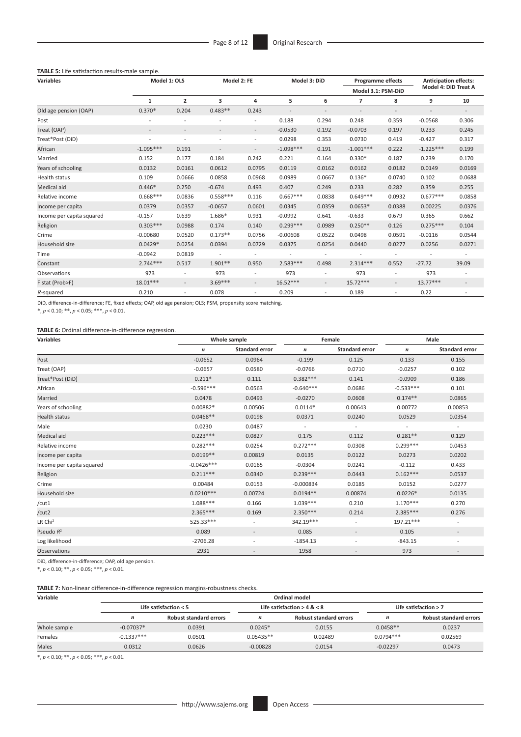**TABLE 5:** Life satisfaction results-male sample.

| Variables | Model 1: OLS | | Model 2: FE | | Model 3: DiD | | Programme effects Model 3.1: PSM-DiD | | Anticipation effects: Model 4: DiD Treat A | |
|---|---|---|---|---|---|---|---|---|---|---|
| | 1 | 2 | 3 | 4 | 5 | 6 | 7 | 8 | 9 | 10 |
| Old age pension (OAP) | 0.370* | 0.204 | 0.483** | 0.243 | - | - | - | - | - | - |
| Post | - | - | - | - | 0.188 | 0.294 | 0.248 | 0.359 | -0.0568 | 0.306 |
| Treat (OAP) | - | - | - | - | -0.0530 | 0.192 | -0.0703 | 0.197 | 0.233 | 0.245 |
| Treat*Post (DiD) | - | - | - | - | 0.0298 | 0.353 | 0.0730 | 0.419 | -0.427 | 0.317 |
| African | -1.095*** | 0.191 | - | - | -1.098*** | 0.191 | -1.001*** | 0.222 | -1.225*** | 0.199 |
| Married | 0.152 | 0.177 | 0.184 | 0.242 | 0.221 | 0.164 | 0.330* | 0.187 | 0.239 | 0.170 |
| Years of schooling | 0.0132 | 0.0161 | 0.0612 | 0.0795 | 0.0119 | 0.0162 | 0.0162 | 0.0182 | 0.0149 | 0.0169 |
| Health status | 0.109 | 0.0666 | 0.0858 | 0.0968 | 0.0989 | 0.0667 | 0.136* | 0.0740 | 0.102 | 0.0688 |
| Medical aid | 0.446* | 0.250 | -0.674 | 0.493 | 0.407 | 0.249 | 0.233 | 0.282 | 0.359 | 0.255 |
| Relative income | 0.668*** | 0.0836 | 0.558*** | 0.116 | 0.667*** | 0.0838 | 0.649*** | 0.0932 | 0.677*** | 0.0858 |
| Income per capita | 0.0379 | 0.0357 | -0.0657 | 0.0601 | 0.0345 | 0.0359 | 0.0653* | 0.0388 | 0.00225 | 0.0376 |
| Income per capita squared | -0.157 | 0.639 | 1.686* | 0.931 | -0.0992 | 0.641 | -0.633 | 0.679 | 0.365 | 0.662 |
| Religion | 0.303*** | 0.0988 | 0.174 | 0.140 | 0.299*** | 0.0989 | 0.250** | 0.126 | 0.275*** | 0.104 |
| Crime | -0.00680 | 0.0520 | 0.173** | 0.0756 | -0.00608 | 0.0522 | 0.0498 | 0.0591 | -0.0116 | 0.0544 |
| Household size | 0.0429* | 0.0254 | 0.0394 | 0.0729 | 0.0375 | 0.0254 | 0.0440 | 0.0277 | 0.0256 | 0.0271 |
| Time | -0.0942 | 0.0819 | - | - | - | - | - | - | - | - |
| Constant | 2.744*** | 0.517 | 1.901** | 0.950 | 2.583*** | 0.498 | 2.314*** | 0.552 | -27.72 | 39.09 |
| Observations | 973 | - | 973 | - | 973 | - | 973 | - | 973 | - |
| F stat (Prob>F) | 18.01*** | - | 3.69*** | - | 16.52*** | - | 15.72*** | - | 13.77*** | - |
| $R$-squared | 0.210 | - | 0.078 | - | 0.209 | - | 0.189 | - | 0.22 | - |

DiD, difference-in-difference; FE, fixed effects; OAP, old age pension; OLS; PSM, propensity score matching.

*, $p < 0.10$; **, $p < 0.05$; ***, $p < 0.01$.

**TABLE 6:** Ordinal difference-in-difference regression.

| Variables | Whole sample | | Female | | Male | |
|---|---|---|---|---|---|---|
| | $n$ | Standard error | $n$ | Standard error | $n$ | Standard error |
| Post | -0.0652 | 0.0964 | -0.199 | 0.125 | 0.133 | 0.155 |
| Treat (OAP) | -0.0657 | 0.0580 | -0.0766 | 0.0710 | -0.0257 | 0.102 |
| Treat*Post (DiD) | 0.211* | 0.111 | 0.382*** | 0.141 | -0.0909 | 0.186 |
| African | -0.596*** | 0.0563 | -0.640*** | 0.0686 | -0.533*** | 0.101 |
| Married | 0.0478 | 0.0493 | -0.0270 | 0.0608 | 0.174** | 0.0865 |
| Years of schooling | 0.00882* | 0.00506 | 0.0114* | 0.00643 | 0.00772 | 0.00853 |
| Health status | 0.0468** | 0.0198 | 0.0371 | 0.0240 | 0.0529 | 0.0354 |
| Male | 0.0230 | 0.0487 | - | - | - | - |
| Medical aid | 0.223*** | 0.0827 | 0.175 | 0.112 | 0.281** | 0.129 |
| Relative income | 0.282*** | 0.0254 | 0.272*** | 0.0308 | 0.299*** | 0.0453 |
| Income per capita | 0.0199** | 0.00819 | 0.0135 | 0.0122 | 0.0273 | 0.0202 |
| Income per capita squared | -0.0426*** | 0.0165 | -0.0304 | 0.0241 | -0.112 | 0.433 |
| Religion | 0.211*** | 0.0340 | 0.239*** | 0.0443 | 0.162*** | 0.0537 |
| Crime | 0.00484 | 0.0153 | -0.000834 | 0.0185 | 0.0152 | 0.0277 |
| Household size | 0.0210*** | 0.00724 | 0.0194** | 0.00874 | 0.0226* | 0.0135 |
| /cut1 | 1.088*** | 0.166 | 1.039*** | 0.210 | 1.170*** | 0.270 |
| /cut2 | 2.365*** | 0.169 | 2.350*** | 0.214 | 2.385*** | 0.276 |
| LR $Chi^2$ | 525.33*** | - | 342.19*** | - | 197.21*** | - |
| Pseudo $R^2$ | 0.089 | - | 0.085 | - | 0.105 | - |
| Log likelihood | -2706.28 | - | -1854.13 | - | -843.15 | - |
| Observations | 2931 | - | 1958 | - | 973 | - |

DiD, difference-in-difference; OAP, old age pension.

*, $p < 0.10$; **, $p < 0.05$; ***, $p < 0.01$.

**TABLE 7:** Non-linear difference-in-difference regression margins-robustness checks.

| Variable | Ordinal model | | | | | |
|---|---|---|---|---|---|---|
| | Life satisfaction < 5 | | Life satisfaction > 4 & < 8 | | Life satisfaction > 7 | |
| | $n$ | Robust standard errors | $n$ | Robust standard errors | $n$ | Robust standard errors |
| Whole sample | -0.07037* | 0.0391 | 0.0245* | 0.0155 | 0.0458** | 0.0237 |
| Females | -0.1337*** | 0.0501 | 0.05435** | 0.02489 | 0.0794*** | 0.02569 |
| Males | 0.0312 | 0.0626 | -0.00828 | 0.0154 | -0.02297 | 0.0473 |

*, $p < 0.10$; **, $p < 0.05$; ***, $p < 0.01$.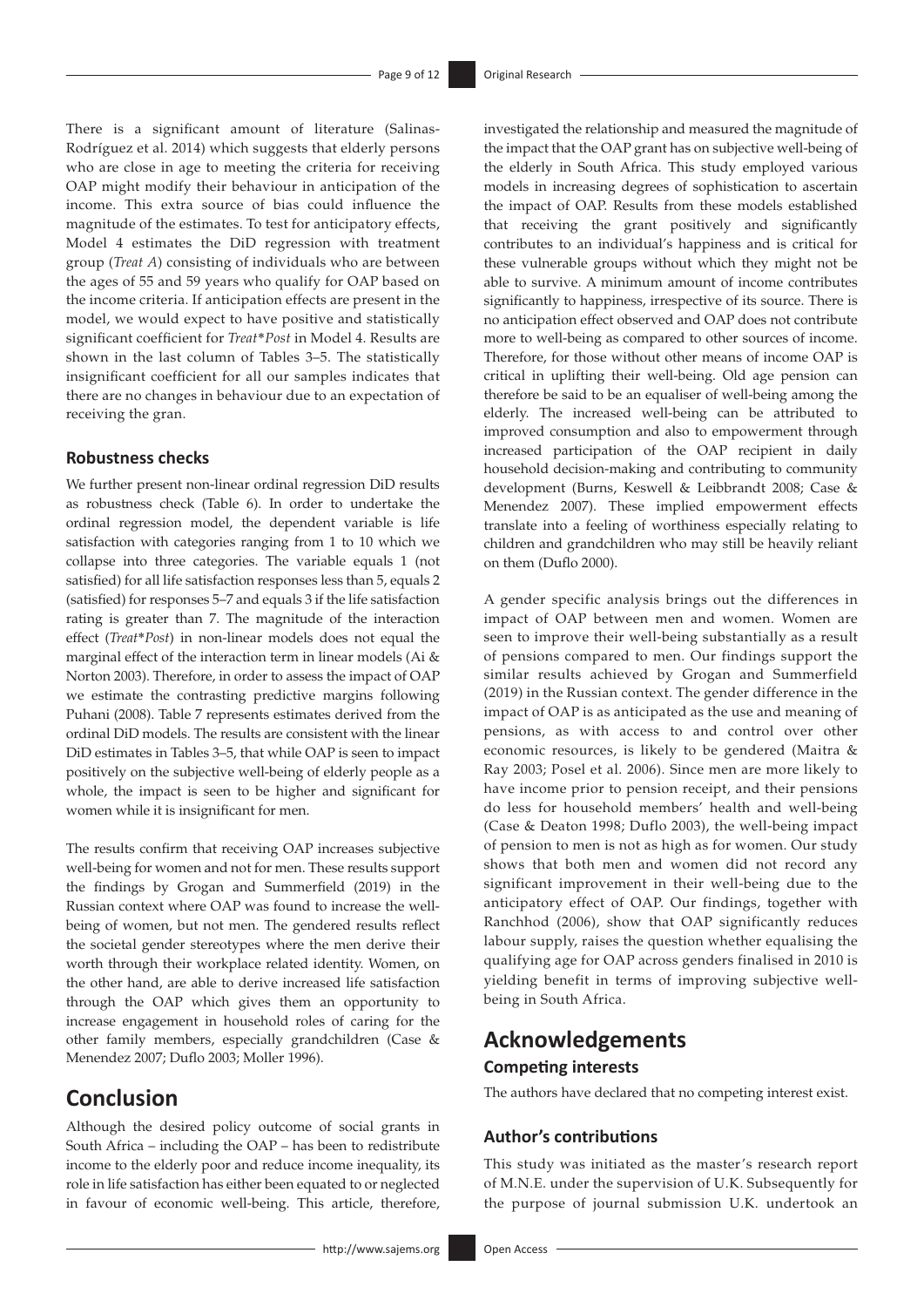There is a significant amount of literature (Salinas-Rodríguez et al. 2014) which suggests that elderly persons who are close in age to meeting the criteria for receiving OAP might modify their behaviour in anticipation of the income. This extra source of bias could influence the magnitude of the estimates. To test for anticipatory effects, Model 4 estimates the DiD regression with treatment group (*Treat A*) consisting of individuals who are between the ages of 55 and 59 years who qualify for OAP based on the income criteria. If anticipation effects are present in the model, we would expect to have positive and statistically significant coefficient for *Treat*\**Post* in Model 4. Results are shown in the last column of Tables 3–5. The statistically insignificant coefficient for all our samples indicates that there are no changes in behaviour due to an expectation of receiving the gran.

### Robustness checks

We further present non-linear ordinal regression DiD results as robustness check (Table 6). In order to undertake the ordinal regression model, the dependent variable is life satisfaction with categories ranging from 1 to 10 which we collapse into three categories. The variable equals 1 (not satisfied) for all life satisfaction responses less than 5, equals 2 (satisfied) for responses 5–7 and equals 3 if the life satisfaction rating is greater than 7. The magnitude of the interaction effect (*Treat*\**Post*) in non-linear models does not equal the marginal effect of the interaction term in linear models (Ai & Norton 2003). Therefore, in order to assess the impact of OAP we estimate the contrasting predictive margins following Puhani (2008). Table 7 represents estimates derived from the ordinal DiD models. The results are consistent with the linear DiD estimates in Tables 3–5, that while OAP is seen to impact positively on the subjective well-being of elderly people as a whole, the impact is seen to be higher and significant for women while it is insignificant for men.

The results confirm that receiving OAP increases subjective well-being for women and not for men. These results support the findings by Grogan and Summerfield (2019) in the Russian context where OAP was found to increase the well-being of women, but not men. The gendered results reflect the societal gender stereotypes where the men derive their worth through their workplace related identity. Women, on the other hand, are able to derive increased life satisfaction through the OAP which gives them an opportunity to increase engagement in household roles of caring for the other family members, especially grandchildren (Case & Menendez 2007; Duflo 2003; Moller 1996).

## Conclusion

Although the desired policy outcome of social grants in South Africa – including the OAP – has been to redistribute income to the elderly poor and reduce income inequality, its role in life satisfaction has either been equated to or neglected in favour of economic well-being. This article, therefore, investigated the relationship and measured the magnitude of the impact that the OAP grant has on subjective well-being of the elderly in South Africa. This study employed various models in increasing degrees of sophistication to ascertain the impact of OAP. Results from these models established that receiving the grant positively and significantly contributes to an individual's happiness and is critical for these vulnerable groups without which they might not be able to survive. A minimum amount of income contributes significantly to happiness, irrespective of its source. There is no anticipation effect observed and OAP does not contribute more to well-being as compared to other sources of income. Therefore, for those without other means of income OAP is critical in uplifting their well-being. Old age pension can therefore be said to be an equaliser of well-being among the elderly. The increased well-being can be attributed to improved consumption and also to empowerment through increased participation of the OAP recipient in daily household decision-making and contributing to community development (Burns, Keswell & Leibbrandt 2008; Case & Menendez 2007). These implied empowerment effects translate into a feeling of worthiness especially relating to children and grandchildren who may still be heavily reliant on them (Duflo 2000).

A gender specific analysis brings out the differences in impact of OAP between men and women. Women are seen to improve their well-being substantially as a result of pensions compared to men. Our findings support the similar results achieved by Grogan and Summerfield (2019) in the Russian context. The gender difference in the impact of OAP is as anticipated as the use and meaning of pensions, as with access to and control over other economic resources, is likely to be gendered (Maitra & Ray 2003; Posel et al. 2006). Since men are more likely to have income prior to pension receipt, and their pensions do less for household members' health and well-being (Case & Deaton 1998; Duflo 2003), the well-being impact of pension to men is not as high as for women. Our study shows that both men and women did not record any significant improvement in their well-being due to the anticipatory effect of OAP. Our findings, together with Ranchhod (2006), show that OAP significantly reduces labour supply, raises the question whether equalising the qualifying age for OAP across genders finalised in 2010 is yielding benefit in terms of improving subjective well-being in South Africa.

## Acknowledgements

### Competing interests

The authors have declared that no competing interest exist.

### Author's contributions

This study was initiated as the master's research report of M.N.E. under the supervision of U.K. Subsequently for the purpose of journal submission U.K. undertook an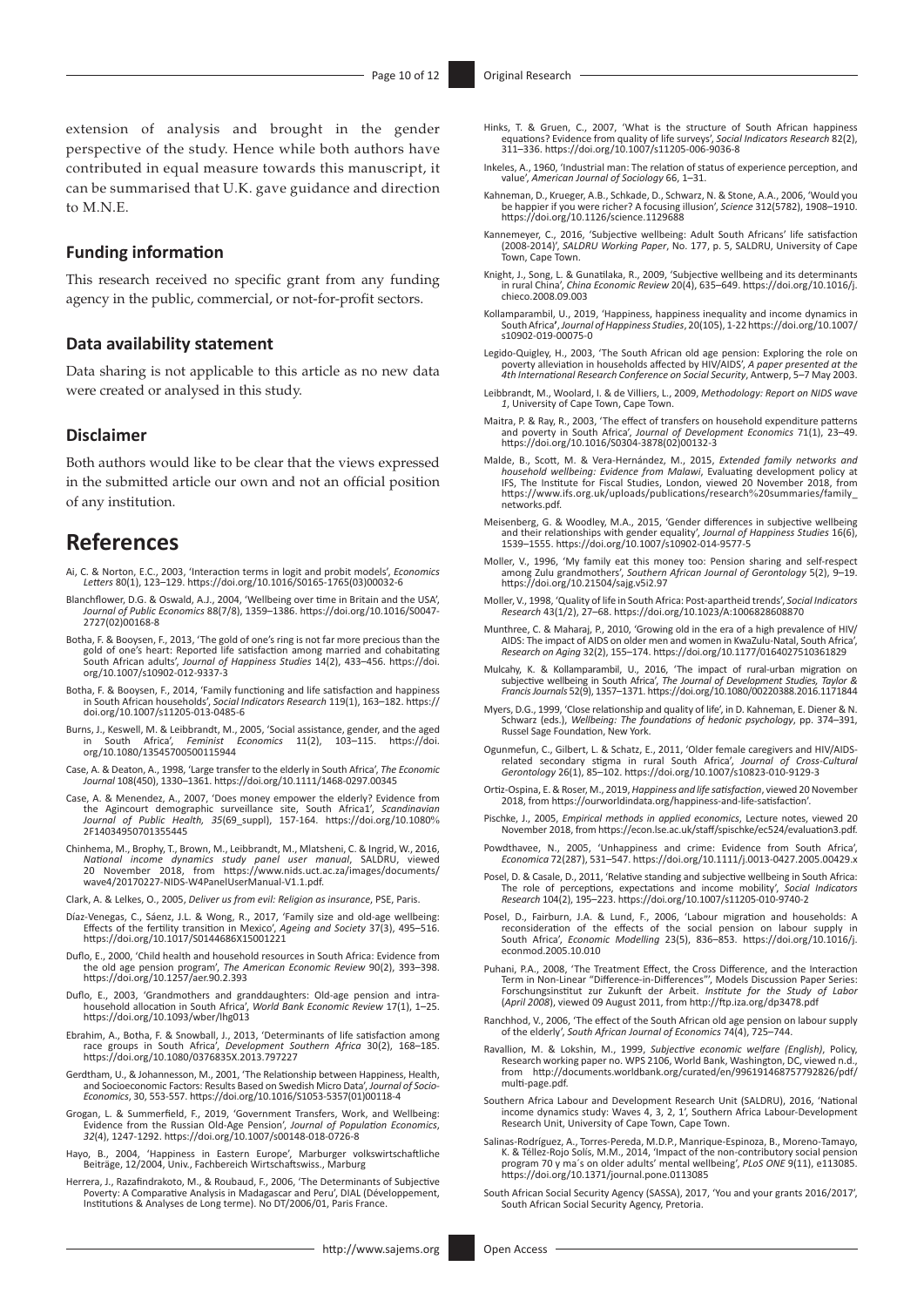extension of analysis and brought in the gender perspective of the study. Hence while both authors have contributed in equal measure towards this manuscript, it can be summarised that U.K. gave guidance and direction to M.N.E.

### Funding information

This research received no specific grant from any funding agency in the public, commercial, or not-for-profit sectors.

### Data availability statement

Data sharing is not applicable to this article as no new data were created or analysed in this study.

### Disclaimer

Both authors would like to be clear that the views expressed in the submitted article our own and not an official position of any institution.

## References

Ai, C. & Norton, E.C., 2003, 'Interaction terms in logit and probit models', *Economics Letters* 80(1), 123–129. https://doi.org/10.1016/S0165-1765(03)00032-6

Blanchflower, D.G. & Oswald, A.J., 2004, 'Wellbeing over time in Britain and the USA', *Journal of Public Economics* 88(7/8), 1359–1386. https://doi.org/10.1016/S0047-2727(02)00168-8

Botha, F. & Booysen, F., 2013, 'The gold of one's ring is not far more precious than the gold of one's heart: Reported life satisfaction among married and cohabitating South African adults', *Journal of Happiness Studies* 14(2), 433–456. https://doi.org/10.1007/s10902-012-9337-3

Botha, F. & Booysen, F., 2014, 'Family functioning and life satisfaction and happiness in South African households', *Social Indicators Research* 119(1), 163–182. https://doi.org/10.1007/s11205-013-0485-6

Burns, J., Keswell, M. & Leibbrandt, M., 2005, 'Social assistance, gender, and the aged in South Africa', *Feminist Economics* 11(2), 103–115. https://doi.org/10.1080/13545700500115944

Case, A. & Deaton, A., 1998, 'Large transfer to the elderly in South Africa', *The Economic Journal* 108(450), 1330–1361. https://doi.org/10.1111/1468-0297.00345

Case, A. & Menendez, A., 2007, 'Does money empower the elderly? Evidence from the Agincourt demographic surveillance site, South Africa1', *Scandinavian Journal of Public Health, 35*(69_suppl), 157-164. https://doi.org/10.1080%2F14034950701355445

Chinhema, M., Brophy, T., Brown, M., Leibbrandt, M., Mlatsheni, C. & Ingrid, W., 2016, *National income dynamics study panel user manual*, SALDRU, viewed 20 November 2018, from https://www.nids.uct.ac.za/images/documents/wave4/20170227-NIDS-W4PanelUserManual-V1.1.pdf.

Clark, A. & Lelkes, O., 2005, *Deliver us from evil: Religion as insurance*, PSE, Paris.

Díaz-Venegas, C., Sáenz, J.L. & Wong, R., 2017, 'Family size and old-age wellbeing: Effects of the fertility transition in Mexico', *Ageing and Society* 37(3), 495–516. https://doi.org/10.1017/S0144686X15001221

Duflo, E., 2000, 'Child health and household resources in South Africa: Evidence from the old age pension program', *The American Economic Review* 90(2), 393–398. https://doi.org/10.1257/aer.90.2.393

Duflo, E., 2003, 'Grandmothers and granddaughters: Old-age pension and intra-household allocation in South Africa', *World Bank Economic Review* 17(1), 1–25. https://doi.org/10.1093/wber/lhg013

Ebrahim, A., Botha, F. & Snowball, J., 2013, 'Determinants of life satisfaction among race groups in South Africa', *Development Southern Africa* 30(2), 168–185. https://doi.org/10.1080/0376835X.2013.797227

Gerdtham, U., & Johannesson, M., 2001, 'The Relationship between Happiness, Health, and Socioeconomic Factors: Results Based on Swedish Micro Data', *Journal of Socio-Economics*, 30, 553-557. https://doi.org/10.1016/S1053-5357(01)00118-4

Grogan, L. & Summerfield, F., 2019, 'Government Transfers, Work, and Wellbeing: Evidence from the Russian Old-Age Pension', *Journal of Population Economics*, *32*(4), 1247-1292. https://doi.org/10.1007/s00148-018-0726-8

Hayo, B., 2004, 'Happiness in Eastern Europe', Marburger volkswirtschaftliche Beiträge, 12/2004, Univ., Fachbereich Wirtschaftswiss., Marburg

Herrera, J., Razafindrakoto, M., & Roubaud, F., 2006, 'The Determinants of Subjective Poverty: A Comparative Analysis in Madagascar and Peru', DIAL (Développement, Institutions & Analyses de Long terme). No DT/2006/01, Paris France.

Hinks, T. & Gruen, C., 2007, 'What is the structure of South African happiness equations? Evidence from quality of life surveys', *Social Indicators Research* 82(2), 311–336. https://doi.org/10.1007/s11205-006-9036-8

Inkeles, A., 1960, 'Industrial man: The relation of status of experience perception, and value', *American Journal of Sociology* 66, 1–31.

Kahneman, D., Krueger, A.B., Schkade, D., Schwarz, N. & Stone, A.A., 2006, 'Would you be happier if you were richer? A focusing illusion', *Science* 312(5782), 1908–1910. https://doi.org/10.1126/science.1129688

Kannemeyer, C., 2016, 'Subjective wellbeing: Adult South Africans' life satisfaction (2008-2014)', *SALDRU Working Paper*, No. 177, p. 5, SALDRU, University of Cape Town, Cape Town.

Knight, J., Song, L. & Gunatilaka, R., 2009, 'Subjective wellbeing and its determinants in rural China', *China Economic Review* 20(4), 635–649. https://doi.org/10.1016/j.chieco.2008.09.003

Kollamparambil, U., 2019, 'Happiness, happiness inequality and income dynamics in South Africa', *Journal of Happiness Studies*, 20(105), 1-22 https://doi.org/10.1007/s10902-019-00075-0

Legido-Quigley, H., 2003, 'The South African old age pension: Exploring the role on poverty alleviation in households affected by HIV/AIDS', *A paper presented at the 4th International Research Conference on Social Security*, Antwerp, 5–7 May 2003.

Leibbrandt, M., Woolard, I. & de Villiers, L., 2009, *Methodology: Report on NIDS wave 1*, University of Cape Town, Cape Town.

Maitra, P. & Ray, R., 2003, 'The effect of transfers on household expenditure patterns and poverty in South Africa', *Journal of Development Economics* 71(1), 23–49. https://doi.org/10.1016/S0304-3878(02)00132-3

Malde, B., Scott, M. & Vera-Hernández, A., 2015, *Extended family networks and household wellbeing: Evidence from Malawi*, Evaluating development policy at IFS, The Institute for Fiscal Studies, London, viewed 20 November 2018, from https://www.ifs.org.uk/uploads/publications/research%20summaries/family_networks.pdf.

Meisenberg, G. & Woodley, M.A., 2015, 'Gender differences in subjective wellbeing and their relationships with gender equality', *Journal of Happiness Studies* 16(6), 1539–1555. https://doi.org/10.1007/s10902-014-9577-5

Moller, V., 1996, 'My family eat this money too: Pension sharing and self-respect among Zulu grandmothers', *Southern African Journal of Gerontology* 5(2), 9–19. https://doi.org/10.21504/sajg.v5i2.97

Moller, V., 1998, 'Quality of life in South Africa: Post-apartheid trends', *Social Indicators Research* 43(1/2), 27–68. https://doi.org/10.1023/A:1006828608870

Munthree, C. & Maharaj, P., 2010, 'Growing old in the era of a high prevalence of HIV/AIDS: The impact of AIDS on older men and women in KwaZulu-Natal, South Africa', *Research on Aging* 32(2), 155–174. https://doi.org/10.1177/0164027510361829

Mulcahy, K. & Kollamparambil, U., 2016, 'The impact of rural-urban migration on subjective wellbeing in South Africa', *The Journal of Development Studies, Taylor & Francis Journals* 52(9), 1357–1371. https://doi.org/10.1080/00220388.2016.1171844

Myers, D.G., 1999, 'Close relationship and quality of life', in D. Kahneman, E. Diener & N. Schwarz (eds.), *Wellbeing: The foundations of hedonic psychology*, pp. 374–391, Russel Sage Foundation, New York.

Ogunmefun, C., Gilbert, L. & Schatz, E., 2011, 'Older female caregivers and HIV/AIDS-related secondary stigma in rural South Africa', *Journal of Cross-Cultural Gerontology* 26(1), 85–102. https://doi.org/10.1007/s10823-010-9129-3

Ortiz-Ospina, E. & Roser, M., 2019, *Happiness and life satisfaction*, viewed 20 November 2018, from https://ourworldindata.org/happiness-and-life-satisfaction'.

Pischke, J., 2005, *Empirical methods in applied economics*, Lecture notes, viewed 20 November 2018, from https://econ.lse.ac.uk/staff/spischke/ec524/evaluation3.pdf.

Powdthavee, N., 2005, 'Unhappiness and crime: Evidence from South Africa', *Economica* 72(287), 531–547. https://doi.org/10.1111/j.0013-0427.2005.00429.x

Posel, D. & Casale, D., 2011, 'Relative standing and subjective wellbeing in South Africa: The role of perceptions, expectations and income mobility', *Social Indicators Research* 104(2), 195–223. https://doi.org/10.1007/s11205-010-9740-2

Posel, D., Fairburn, J.A. & Lund, F., 2006, 'Labour migration and households: A reconsideration of the effects of the social pension on labour supply in South Africa', *Economic Modelling* 23(5), 836–853. https://doi.org/10.1016/j.econmod.2005.10.010

Puhani, P.A., 2008, 'The Treatment Effect, the Cross Difference, and the Interaction Term in Non-linear "Difference-in-Differences"', Models Discussion Paper Series: Forschungsinstitut zur Zukunft der Arbeit. *Institute for the Study of Labor* (*April 2008*), viewed 09 August 2011, from http://ftp.iza.org/dp3478.pdf

Ranchhod, V., 2006, 'The effect of the South African old age pension on labour supply of the elderly', *South African Journal of Economics* 74(4), 725–744.

Ravallion, M. & Lokshin, M., 1999, *Subjective economic welfare (English)*, Policy, Research working paper no. WPS 2106, World Bank, Washington, DC, viewed n.d., from http://documents.worldbank.org/curated/en/996191468757792826/pdf/multi-page.pdf.

Salinas-Rodríguez, A., Torres-Pereda, M.D.P., Manrique-Espinoza, B., Moreno-Tamayo, K. & Téllez-Rojo Solís, M.M., 2014, 'Impact of the non-contributory social pension program 70 y ma´s on older adults' mental wellbeing', *PLoS ONE* 9(11), e113085. https://doi.org/10.1371/journal.pone.0113085

Southern Africa Labour and Development Research Unit (SALDRU), 2016, 'National income dynamics study: Waves 4, 3, 2, 1', Southern Africa Labour-Development Research Unit, University of Cape Town, Cape Town.

South African Social Security Agency (SASSA), 2017, 'You and your grants 2016/2017', South African Social Security Agency, Pretoria.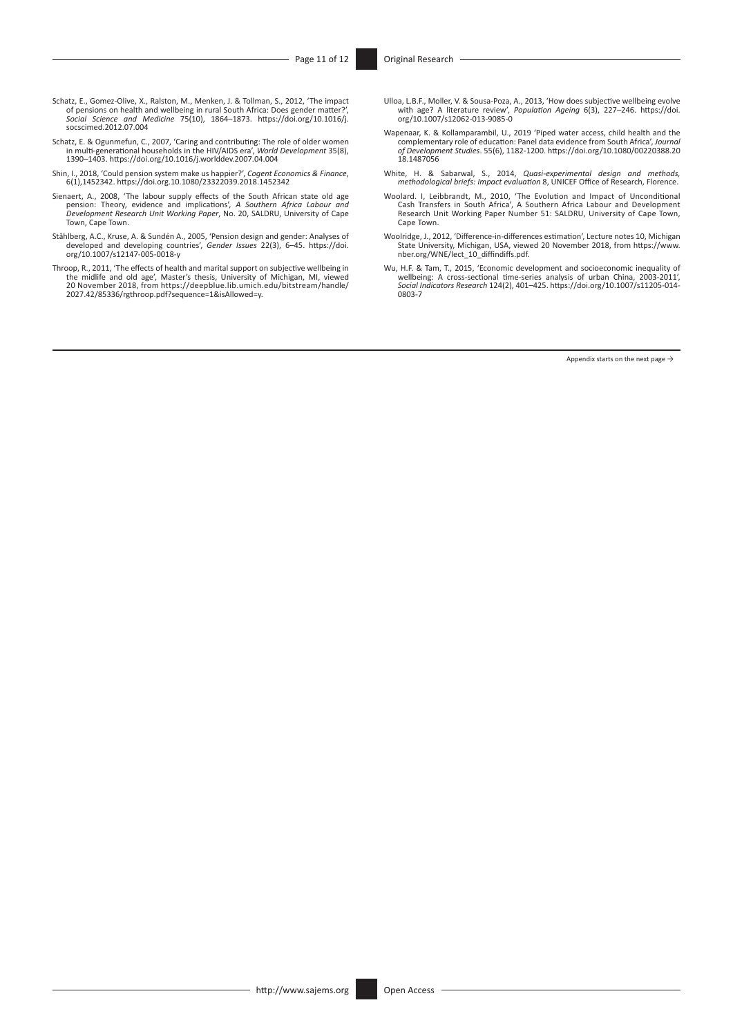Schatz, E., Gomez-Olive, X., Ralston, M., Menken, J. & Tollman, S., 2012, 'The impact of pensions on health and wellbeing in rural South Africa: Does gender matter?', *Social Science and Medicine* 75(10), 1864–1873. https://doi.org/10.1016/j.socscimed.2012.07.004

Schatz, E. & Ogunmefun, C., 2007, 'Caring and contributing: The role of older women in multi-generational households in the HIV/AIDS era', *World Development* 35(8), 1390–1403. https://doi.org/10.1016/j.worlddev.2007.04.004

Shin, I., 2018, 'Could pension system make us happier?', *Cogent Economics & Finance*, 6(1),1452342. https://doi.org/10.1080/23322039.2018.1452342

Sienaert, A., 2008, 'The labour supply effects of the South African state old age pension: Theory, evidence and implications', *A Southern Africa Labour and Development Research Unit Working Paper*, No. 20, SALDRU, University of Cape Town, Cape Town.

Ståhlberg, A.C., Kruse, A. & Sundén A., 2005, 'Pension design and gender: Analyses of developed and developing countries', *Gender Issues* 22(3), 6–45. https://doi.org/10.1007/s12147-005-0018-y

Throop, R., 2011, 'The effects of health and marital support on subjective wellbeing in the midlife and old age', Master's thesis, University of Michigan, MI, viewed 20 November 2018, from https://deepblue.lib.umich.edu/bitstream/handle/2027.42/85336/rgthroop.pdf?sequence=1&isAllowed=y.

Ulloa, L.B.F., Moller, V. & Sousa-Poza, A., 2013, 'How does subjective wellbeing evolve with age? A literature review', *Population Ageing* 6(3), 227–246. https://doi.org/10.1007/s12062-013-9085-0

Wapenaar, K. & Kollamparambil, U., 2019 'Piped water access, child health and the complementary role of education: Panel data evidence from South Africa', *Journal of Development Studies*. 55(6), 1182-1200. https://doi.org/10.1080/00220388.2018.1487056

White, H. & Sabarwal, S., 2014, *Quasi-experimental design and methods, methodological briefs: Impact evaluation* 8, UNICEF Office of Research, Florence.

Woolard. I, Leibbrandt, M., 2010, 'The Evolution and Impact of Unconditional Cash Transfers in South Africa', A Southern Africa Labour and Development Research Unit Working Paper Number 51: SALDRU, University of Cape Town, Cape Town.

Woolridge, J., 2012, 'Difference-in-differences estimation', Lecture notes 10, Michigan State University, Michigan, USA, viewed 20 November 2018, from https://www.nber.org/WNE/lect_10_diffindiffs.pdf.

Wu, H.F. & Tam, T., 2015, 'Economic development and socioeconomic inequality of wellbeing: A cross-sectional time-series analysis of urban China, 2003-2011', *Social Indicators Research* 124(2), 401–425. https://doi.org/10.1007/s11205-014-0803-7

Appendix starts on the next page →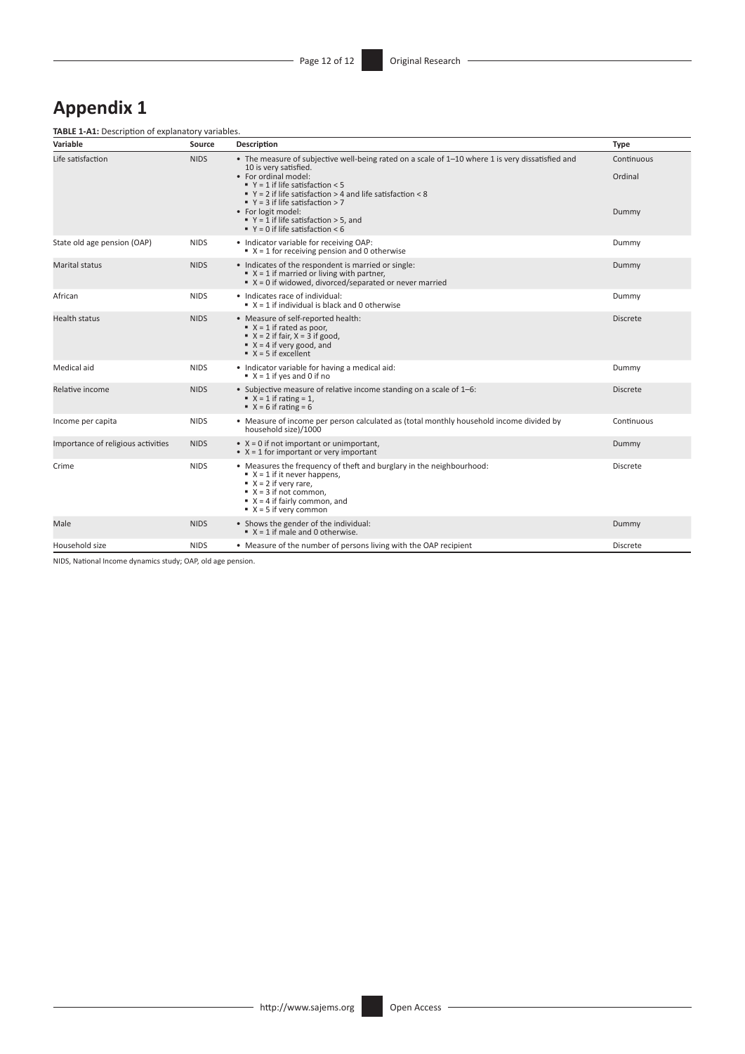# Appendix 1

**TABLE 1-A1:** Description of explanatory variables.

| Variable | Source | Description | Type |
|---|---|---|---|
| Life satisfaction | NIDS | • The measure of subjective well-being rated on a scale of 1–10 where 1 is very dissatisfied and 10 is very satisfied.<br>• For ordinal model:<br>▪ Y = 1 if life satisfaction < 5<br>▪ Y = 2 if life satisfaction > 4 and life satisfaction < 8<br>▪ Y = 3 if life satisfaction > 7<br>• For logit model:<br>▪ Y = 1 if life satisfaction > 5, and<br>▪ Y = 0 if life satisfaction < 6 | Continuous<br><br>Ordinal<br><br><br><br>Dummy |
| State old age pension (OAP) | NIDS | • Indicator variable for receiving OAP:<br>▪ X = 1 for receiving pension and 0 otherwise | Dummy |
| Marital status | NIDS | • Indicates of the respondent is married or single:<br>▪ X = 1 if married or living with partner,<br>▪ X = 0 if widowed, divorced/separated or never married | Dummy |
| African | NIDS | • Indicates race of individual:<br>▪ X = 1 if individual is black and 0 otherwise | Dummy |
| Health status | NIDS | • Measure of self-reported health:<br>▪ X = 1 if rated as poor,<br>▪ X = 2 if fair, X = 3 if good,<br>▪ X = 4 if very good, and<br>▪ X = 5 if excellent | Discrete |
| Medical aid | NIDS | • Indicator variable for having a medical aid:<br>▪ X = 1 if yes and 0 if no | Dummy |
| Relative income | NIDS | • Subjective measure of relative income standing on a scale of 1–6:<br>▪ X = 1 if rating = 1,<br>▪ X = 6 if rating = 6 | Discrete |
| Income per capita | NIDS | • Measure of income per person calculated as (total monthly household income divided by household size)/1000 | Continuous |
| Importance of religious activities | NIDS | • X = 0 if not important or unimportant,<br>• X = 1 for important or very important | Dummy |
| Crime | NIDS | • Measures the frequency of theft and burglary in the neighbourhood:<br>▪ X = 1 if it never happens,<br>▪ X = 2 if very rare,<br>▪ X = 3 if not common,<br>▪ X = 4 if fairly common, and<br>▪ X = 5 if very common | Discrete |
| Male | NIDS | • Shows the gender of the individual:<br>▪ X = 1 if male and 0 otherwise. | Dummy |
| Household size | NIDS | • Measure of the number of persons living with the OAP recipient | Discrete |

NIDS, National Income dynamics study; OAP, old age pension.